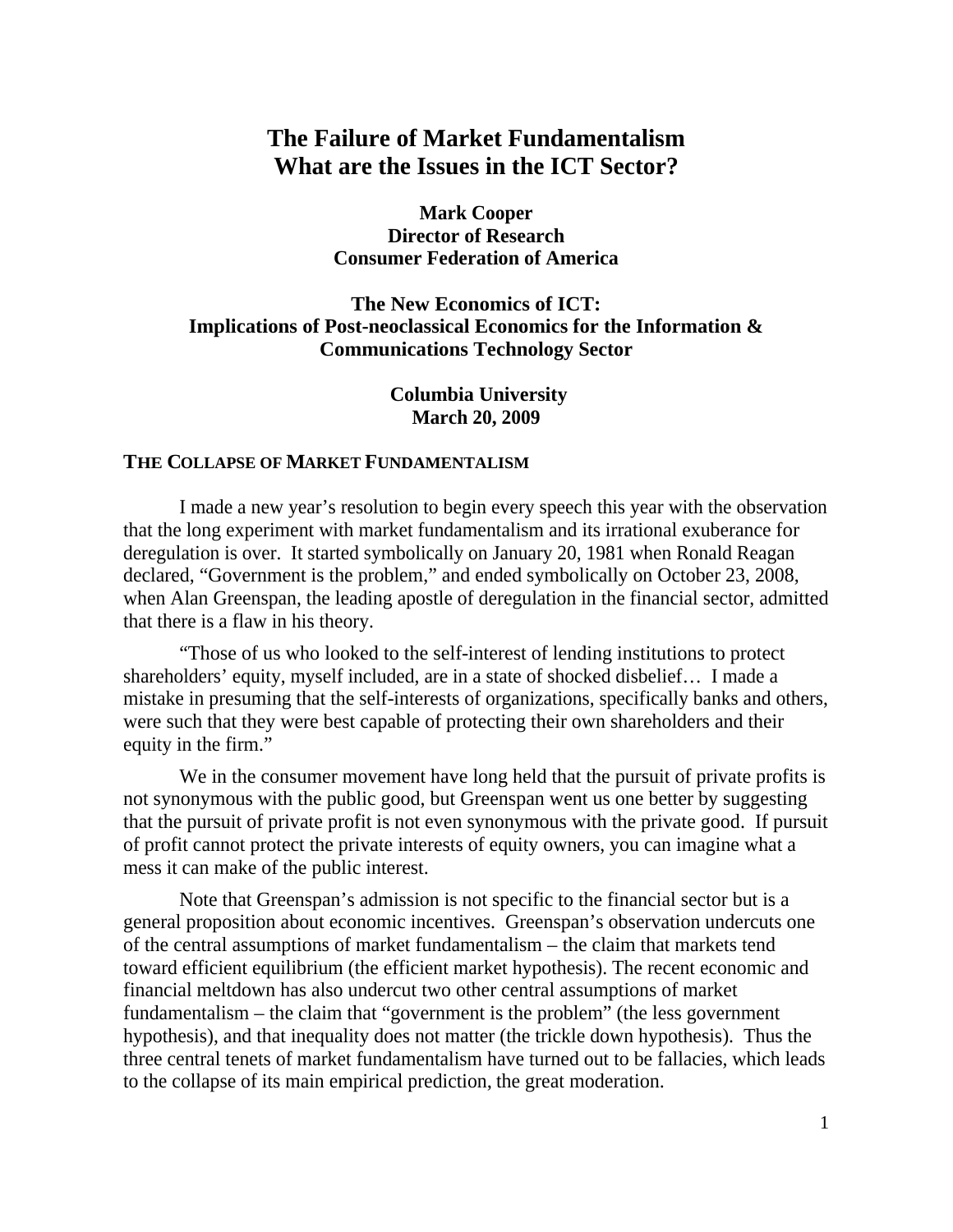# The Failure of Market Fundamentalism
# What are the Issues in the ICT Sector?

**Mark Cooper**
**Director of Research**
**Consumer Federation of America**

**The New Economics of ICT:**
**Implications of Post-neoclassical Economics for the Information & Communications Technology Sector**

**Columbia University**
**March 20, 2009**

## THE COLLAPSE OF MARKET FUNDAMENTALISM

I made a new year's resolution to begin every speech this year with the observation that the long experiment with market fundamentalism and its irrational exuberance for deregulation is over. It started symbolically on January 20, 1981 when Ronald Reagan declared, "Government is the problem," and ended symbolically on October 23, 2008, when Alan Greenspan, the leading apostle of deregulation in the financial sector, admitted that there is a flaw in his theory.

"Those of us who looked to the self-interest of lending institutions to protect shareholders' equity, myself included, are in a state of shocked disbelief… I made a mistake in presuming that the self-interests of organizations, specifically banks and others, were such that they were best capable of protecting their own shareholders and their equity in the firm."

We in the consumer movement have long held that the pursuit of private profits is not synonymous with the public good, but Greenspan went us one better by suggesting that the pursuit of private profit is not even synonymous with the private good. If pursuit of profit cannot protect the private interests of equity owners, you can imagine what a mess it can make of the public interest.

Note that Greenspan's admission is not specific to the financial sector but is a general proposition about economic incentives. Greenspan's observation undercuts one of the central assumptions of market fundamentalism – the claim that markets tend toward efficient equilibrium (the efficient market hypothesis). The recent economic and financial meltdown has also undercut two other central assumptions of market fundamentalism – the claim that "government is the problem" (the less government hypothesis), and that inequality does not matter (the trickle down hypothesis). Thus the three central tenets of market fundamentalism have turned out to be fallacies, which leads to the collapse of its main empirical prediction, the great moderation.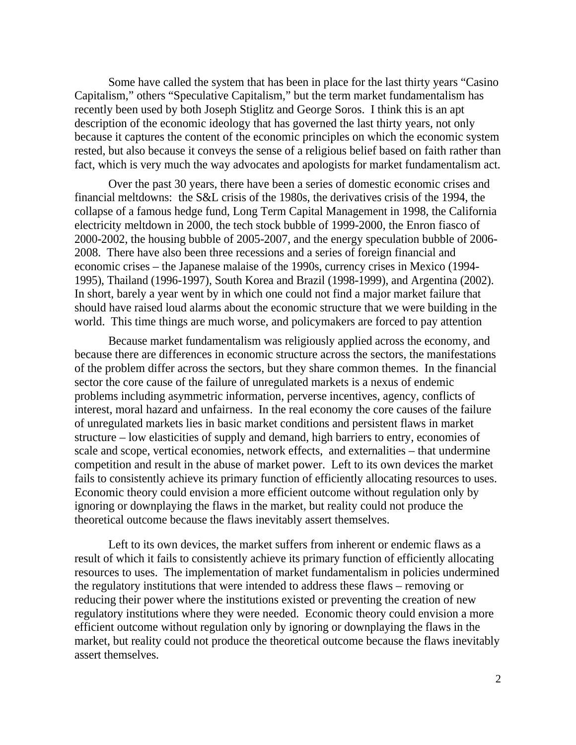Some have called the system that has been in place for the last thirty years "Casino Capitalism," others "Speculative Capitalism," but the term market fundamentalism has recently been used by both Joseph Stiglitz and George Soros. I think this is an apt description of the economic ideology that has governed the last thirty years, not only because it captures the content of the economic principles on which the economic system rested, but also because it conveys the sense of a religious belief based on faith rather than fact, which is very much the way advocates and apologists for market fundamentalism act.

Over the past 30 years, there have been a series of domestic economic crises and financial meltdowns: the S&L crisis of the 1980s, the derivatives crisis of the 1994, the collapse of a famous hedge fund, Long Term Capital Management in 1998, the California electricity meltdown in 2000, the tech stock bubble of 1999-2000, the Enron fiasco of 2000-2002, the housing bubble of 2005-2007, and the energy speculation bubble of 2006-2008. There have also been three recessions and a series of foreign financial and economic crises – the Japanese malaise of the 1990s, currency crises in Mexico (1994-1995), Thailand (1996-1997), South Korea and Brazil (1998-1999), and Argentina (2002). In short, barely a year went by in which one could not find a major market failure that should have raised loud alarms about the economic structure that we were building in the world. This time things are much worse, and policymakers are forced to pay attention

Because market fundamentalism was religiously applied across the economy, and because there are differences in economic structure across the sectors, the manifestations of the problem differ across the sectors, but they share common themes. In the financial sector the core cause of the failure of unregulated markets is a nexus of endemic problems including asymmetric information, perverse incentives, agency, conflicts of interest, moral hazard and unfairness. In the real economy the core causes of the failure of unregulated markets lies in basic market conditions and persistent flaws in market structure – low elasticities of supply and demand, high barriers to entry, economies of scale and scope, vertical economies, network effects, and externalities – that undermine competition and result in the abuse of market power. Left to its own devices the market fails to consistently achieve its primary function of efficiently allocating resources to uses. Economic theory could envision a more efficient outcome without regulation only by ignoring or downplaying the flaws in the market, but reality could not produce the theoretical outcome because the flaws inevitably assert themselves.

Left to its own devices, the market suffers from inherent or endemic flaws as a result of which it fails to consistently achieve its primary function of efficiently allocating resources to uses. The implementation of market fundamentalism in policies undermined the regulatory institutions that were intended to address these flaws – removing or reducing their power where the institutions existed or preventing the creation of new regulatory institutions where they were needed. Economic theory could envision a more efficient outcome without regulation only by ignoring or downplaying the flaws in the market, but reality could not produce the theoretical outcome because the flaws inevitably assert themselves.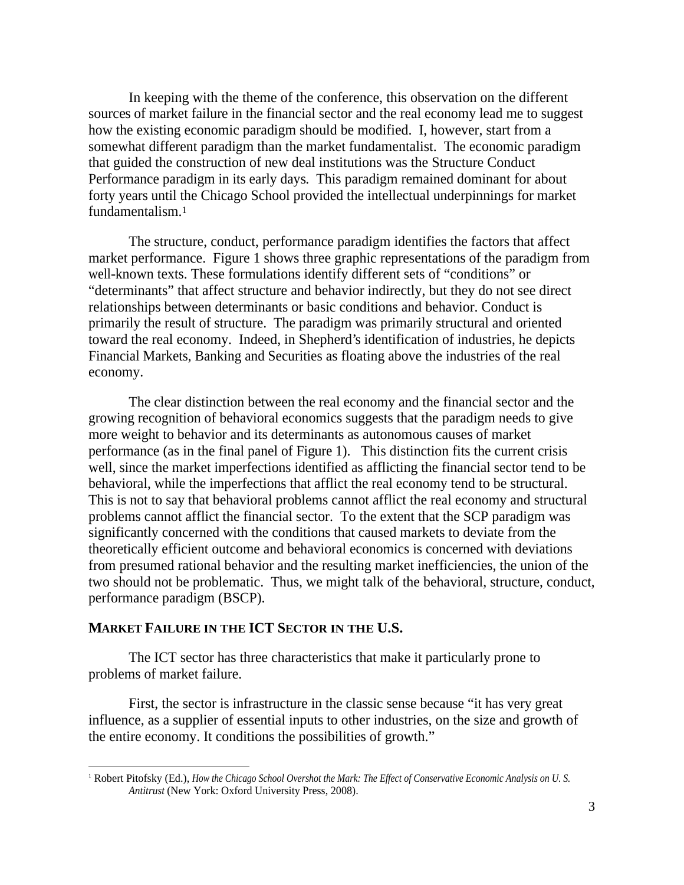In keeping with the theme of the conference, this observation on the different sources of market failure in the financial sector and the real economy lead me to suggest how the existing economic paradigm should be modified. I, however, start from a somewhat different paradigm than the market fundamentalist. The economic paradigm that guided the construction of new deal institutions was the Structure Conduct Performance paradigm in its early days. This paradigm remained dominant for about forty years until the Chicago School provided the intellectual underpinnings for market fundamentalism.[1]

The structure, conduct, performance paradigm identifies the factors that affect market performance. Figure 1 shows three graphic representations of the paradigm from well-known texts. These formulations identify different sets of "conditions" or "determinants" that affect structure and behavior indirectly, but they do not see direct relationships between determinants or basic conditions and behavior. Conduct is primarily the result of structure. The paradigm was primarily structural and oriented toward the real economy. Indeed, in Shepherd's identification of industries, he depicts Financial Markets, Banking and Securities as floating above the industries of the real economy.

The clear distinction between the real economy and the financial sector and the growing recognition of behavioral economics suggests that the paradigm needs to give more weight to behavior and its determinants as autonomous causes of market performance (as in the final panel of Figure 1). This distinction fits the current crisis well, since the market imperfections identified as afflicting the financial sector tend to be behavioral, while the imperfections that afflict the real economy tend to be structural. This is not to say that behavioral problems cannot afflict the real economy and structural problems cannot afflict the financial sector. To the extent that the SCP paradigm was significantly concerned with the conditions that caused markets to deviate from the theoretically efficient outcome and behavioral economics is concerned with deviations from presumed rational behavior and the resulting market inefficiencies, the union of the two should not be problematic. Thus, we might talk of the behavioral, structure, conduct, performance paradigm (BSCP).

## MARKET FAILURE IN THE ICT SECTOR IN THE U.S.

The ICT sector has three characteristics that make it particularly prone to problems of market failure.

First, the sector is infrastructure in the classic sense because "it has very great influence, as a supplier of essential inputs to other industries, on the size and growth of the entire economy. It conditions the possibilities of growth."

---

[1] Robert Pitofsky (Ed.), *How the Chicago School Overshot the Mark: The Effect of Conservative Economic Analysis on U. S. Antitrust* (New York: Oxford University Press, 2008).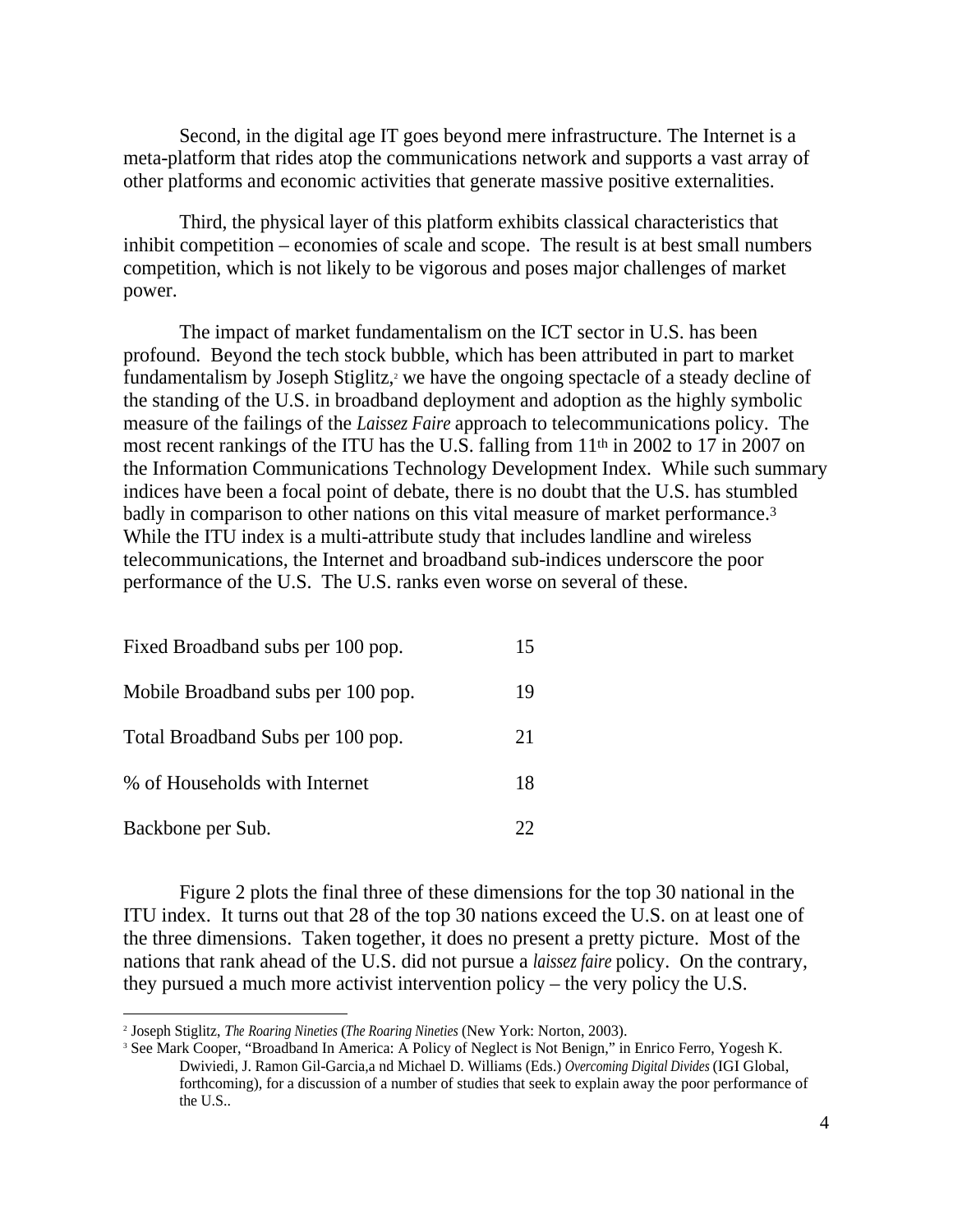Second, in the digital age IT goes beyond mere infrastructure. The Internet is a meta-platform that rides atop the communications network and supports a vast array of other platforms and economic activities that generate massive positive externalities.

Third, the physical layer of this platform exhibits classical characteristics that inhibit competition – economies of scale and scope. The result is at best small numbers competition, which is not likely to be vigorous and poses major challenges of market power.

The impact of market fundamentalism on the ICT sector in U.S. has been profound. Beyond the tech stock bubble, which has been attributed in part to market fundamentalism by Joseph Stiglitz,[2] we have the ongoing spectacle of a steady decline of the standing of the U.S. in broadband deployment and adoption as the highly symbolic measure of the failings of the *Laissez Faire* approach to telecommunications policy. The most recent rankings of the ITU has the U.S. falling from 11th in 2002 to 17 in 2007 on the Information Communications Technology Development Index. While such summary indices have been a focal point of debate, there is no doubt that the U.S. has stumbled badly in comparison to other nations on this vital measure of market performance.[3] While the ITU index is a multi-attribute study that includes landline and wireless telecommunications, the Internet and broadband sub-indices underscore the poor performance of the U.S. The U.S. ranks even worse on several of these.

| | |
|---|---|
| Fixed Broadband subs per 100 pop. | 15 |
| Mobile Broadband subs per 100 pop. | 19 |
| Total Broadband Subs per 100 pop. | 21 |
| % of Households with Internet | 18 |
| Backbone per Sub. | 22 |

Figure 2 plots the final three of these dimensions for the top 30 national in the ITU index. It turns out that 28 of the top 30 nations exceed the U.S. on at least one of the three dimensions. Taken together, it does no present a pretty picture. Most of the nations that rank ahead of the U.S. did not pursue a *laissez faire* policy. On the contrary, they pursued a much more activist intervention policy – the very policy the U.S.

---

[2] Joseph Stiglitz, *The Roaring Nineties* (*The Roaring Nineties* (New York: Norton, 2003).

[3] See Mark Cooper, "Broadband In America: A Policy of Neglect is Not Benign," in Enrico Ferro, Yogesh K. Dwiviedi, J. Ramon Gil-Garcia,a nd Michael D. Williams (Eds.) *Overcoming Digital Divides* (IGI Global, forthcoming), for a discussion of a number of studies that seek to explain away the poor performance of the U.S..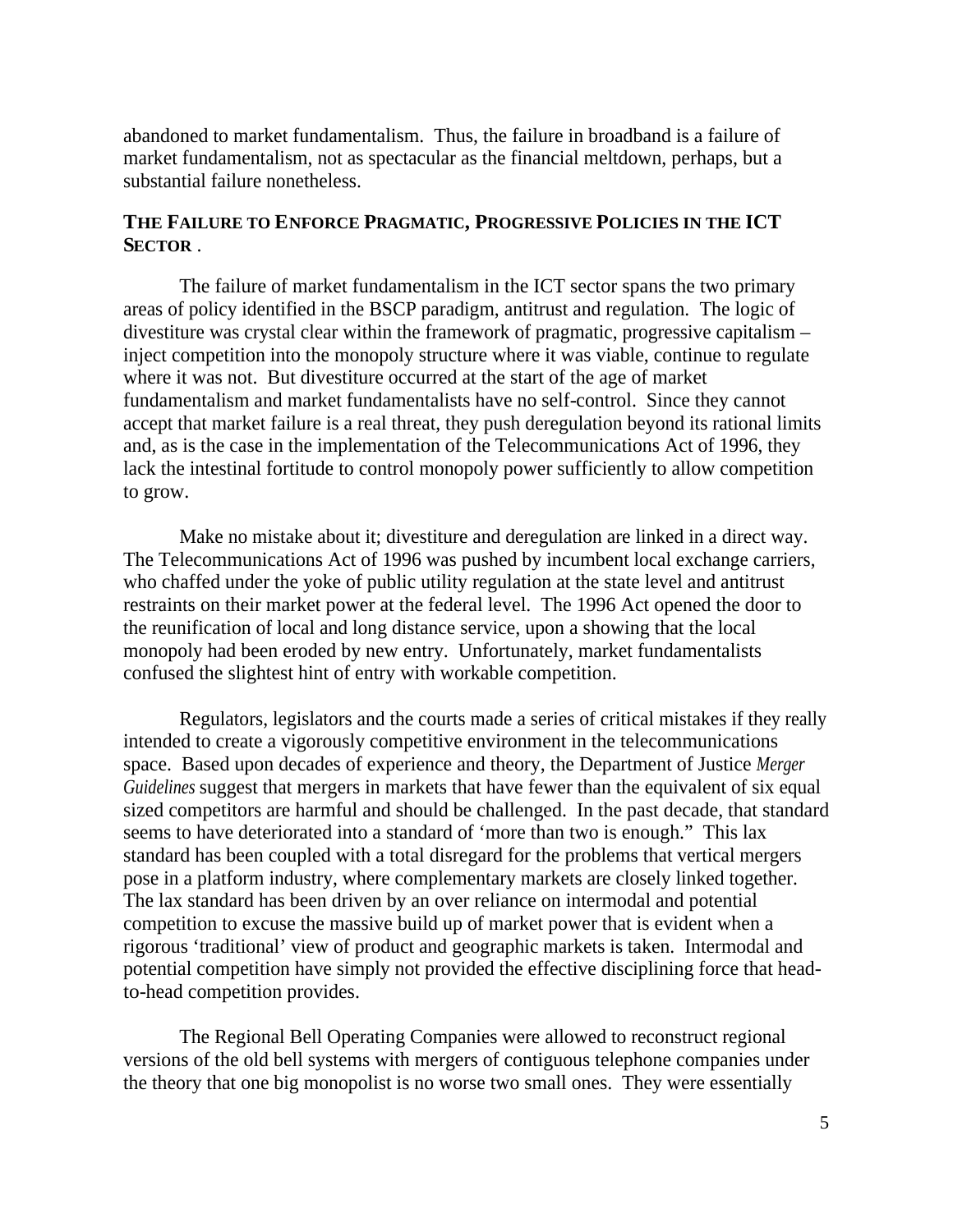abandoned to market fundamentalism. Thus, the failure in broadband is a failure of market fundamentalism, not as spectacular as the financial meltdown, perhaps, but a substantial failure nonetheless.

## THE FAILURE TO ENFORCE PRAGMATIC, PROGRESSIVE POLICIES IN THE ICT SECTOR .

The failure of market fundamentalism in the ICT sector spans the two primary areas of policy identified in the BSCP paradigm, antitrust and regulation. The logic of divestiture was crystal clear within the framework of pragmatic, progressive capitalism – inject competition into the monopoly structure where it was viable, continue to regulate where it was not. But divestiture occurred at the start of the age of market fundamentalism and market fundamentalists have no self-control. Since they cannot accept that market failure is a real threat, they push deregulation beyond its rational limits and, as is the case in the implementation of the Telecommunications Act of 1996, they lack the intestinal fortitude to control monopoly power sufficiently to allow competition to grow.

Make no mistake about it; divestiture and deregulation are linked in a direct way. The Telecommunications Act of 1996 was pushed by incumbent local exchange carriers, who chaffed under the yoke of public utility regulation at the state level and antitrust restraints on their market power at the federal level. The 1996 Act opened the door to the reunification of local and long distance service, upon a showing that the local monopoly had been eroded by new entry. Unfortunately, market fundamentalists confused the slightest hint of entry with workable competition.

Regulators, legislators and the courts made a series of critical mistakes if they really intended to create a vigorously competitive environment in the telecommunications space. Based upon decades of experience and theory, the Department of Justice *Merger Guidelines* suggest that mergers in markets that have fewer than the equivalent of six equal sized competitors are harmful and should be challenged. In the past decade, that standard seems to have deteriorated into a standard of 'more than two is enough." This lax standard has been coupled with a total disregard for the problems that vertical mergers pose in a platform industry, where complementary markets are closely linked together. The lax standard has been driven by an over reliance on intermodal and potential competition to excuse the massive build up of market power that is evident when a rigorous 'traditional' view of product and geographic markets is taken. Intermodal and potential competition have simply not provided the effective disciplining force that head-to-head competition provides.

The Regional Bell Operating Companies were allowed to reconstruct regional versions of the old bell systems with mergers of contiguous telephone companies under the theory that one big monopolist is no worse two small ones. They were essentially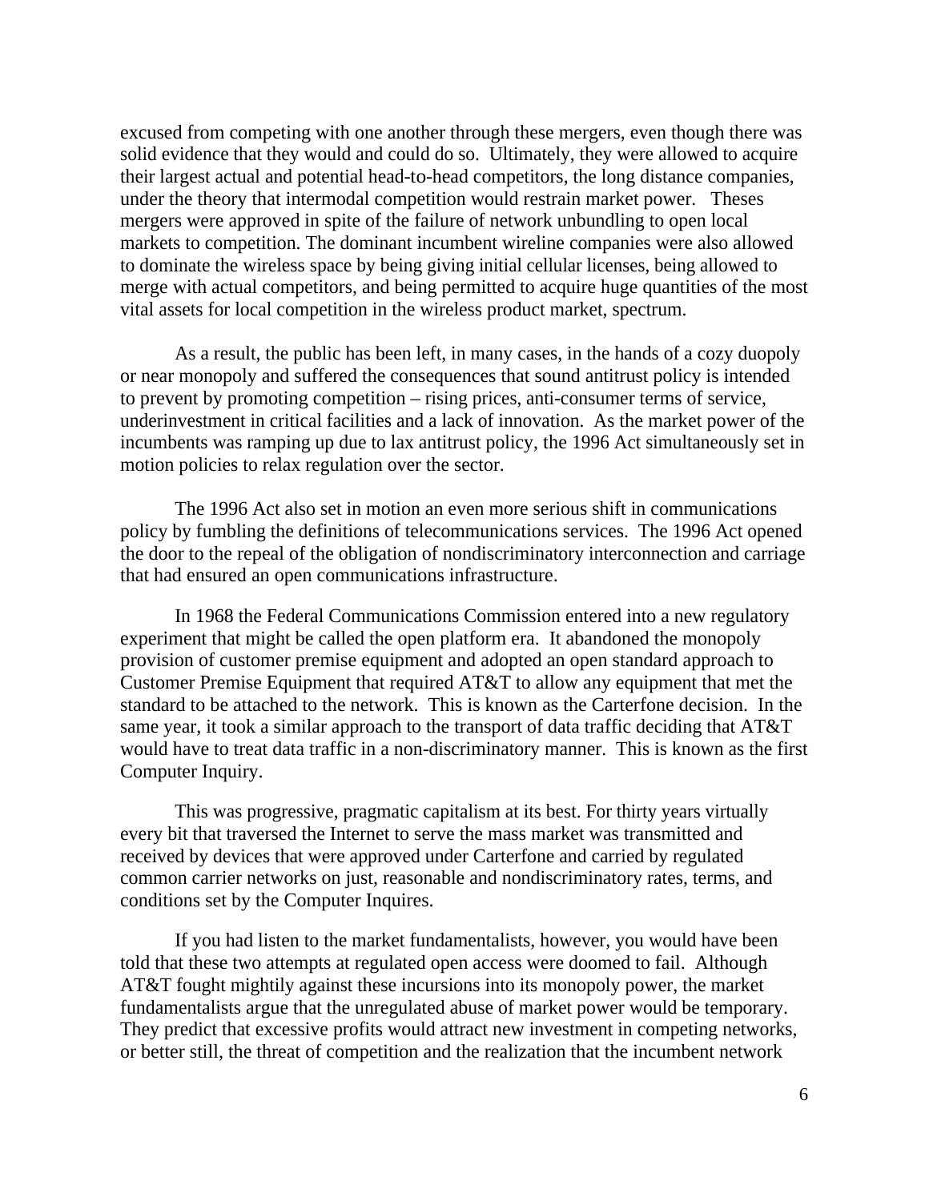excused from competing with one another through these mergers, even though there was solid evidence that they would and could do so. Ultimately, they were allowed to acquire their largest actual and potential head-to-head competitors, the long distance companies, under the theory that intermodal competition would restrain market power. Theses mergers were approved in spite of the failure of network unbundling to open local markets to competition. The dominant incumbent wireline companies were also allowed to dominate the wireless space by being giving initial cellular licenses, being allowed to merge with actual competitors, and being permitted to acquire huge quantities of the most vital assets for local competition in the wireless product market, spectrum.

As a result, the public has been left, in many cases, in the hands of a cozy duopoly or near monopoly and suffered the consequences that sound antitrust policy is intended to prevent by promoting competition – rising prices, anti-consumer terms of service, underinvestment in critical facilities and a lack of innovation. As the market power of the incumbents was ramping up due to lax antitrust policy, the 1996 Act simultaneously set in motion policies to relax regulation over the sector.

The 1996 Act also set in motion an even more serious shift in communications policy by fumbling the definitions of telecommunications services. The 1996 Act opened the door to the repeal of the obligation of nondiscriminatory interconnection and carriage that had ensured an open communications infrastructure.

In 1968 the Federal Communications Commission entered into a new regulatory experiment that might be called the open platform era. It abandoned the monopoly provision of customer premise equipment and adopted an open standard approach to Customer Premise Equipment that required AT&T to allow any equipment that met the standard to be attached to the network. This is known as the Carterfone decision. In the same year, it took a similar approach to the transport of data traffic deciding that AT&T would have to treat data traffic in a non-discriminatory manner. This is known as the first Computer Inquiry.

This was progressive, pragmatic capitalism at its best. For thirty years virtually every bit that traversed the Internet to serve the mass market was transmitted and received by devices that were approved under Carterfone and carried by regulated common carrier networks on just, reasonable and nondiscriminatory rates, terms, and conditions set by the Computer Inquires.

If you had listen to the market fundamentalists, however, you would have been told that these two attempts at regulated open access were doomed to fail. Although AT&T fought mightily against these incursions into its monopoly power, the market fundamentalists argue that the unregulated abuse of market power would be temporary. They predict that excessive profits would attract new investment in competing networks, or better still, the threat of competition and the realization that the incumbent network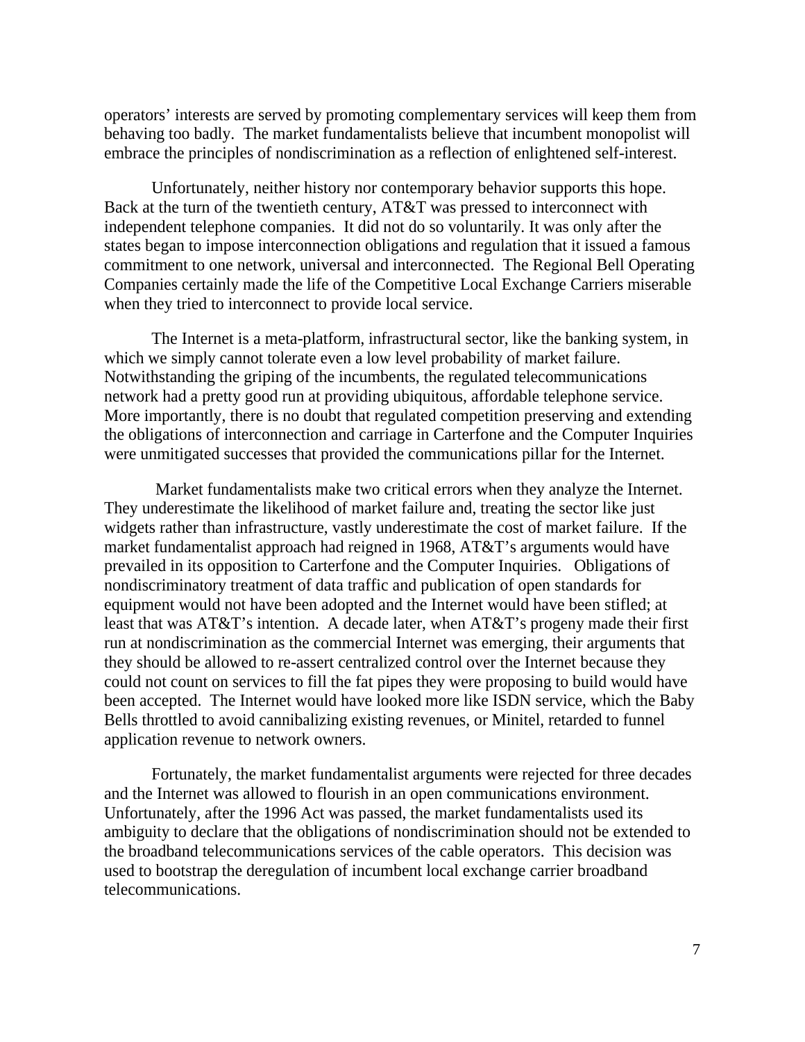operators' interests are served by promoting complementary services will keep them from behaving too badly. The market fundamentalists believe that incumbent monopolist will embrace the principles of nondiscrimination as a reflection of enlightened self-interest.

Unfortunately, neither history nor contemporary behavior supports this hope. Back at the turn of the twentieth century, AT&T was pressed to interconnect with independent telephone companies. It did not do so voluntarily. It was only after the states began to impose interconnection obligations and regulation that it issued a famous commitment to one network, universal and interconnected. The Regional Bell Operating Companies certainly made the life of the Competitive Local Exchange Carriers miserable when they tried to interconnect to provide local service.

The Internet is a meta-platform, infrastructural sector, like the banking system, in which we simply cannot tolerate even a low level probability of market failure. Notwithstanding the griping of the incumbents, the regulated telecommunications network had a pretty good run at providing ubiquitous, affordable telephone service. More importantly, there is no doubt that regulated competition preserving and extending the obligations of interconnection and carriage in Carterfone and the Computer Inquiries were unmitigated successes that provided the communications pillar for the Internet.

Market fundamentalists make two critical errors when they analyze the Internet. They underestimate the likelihood of market failure and, treating the sector like just widgets rather than infrastructure, vastly underestimate the cost of market failure. If the market fundamentalist approach had reigned in 1968, AT&T's arguments would have prevailed in its opposition to Carterfone and the Computer Inquiries. Obligations of nondiscriminatory treatment of data traffic and publication of open standards for equipment would not have been adopted and the Internet would have been stifled; at least that was AT&T's intention. A decade later, when AT&T's progeny made their first run at nondiscrimination as the commercial Internet was emerging, their arguments that they should be allowed to re-assert centralized control over the Internet because they could not count on services to fill the fat pipes they were proposing to build would have been accepted. The Internet would have looked more like ISDN service, which the Baby Bells throttled to avoid cannibalizing existing revenues, or Minitel, retarded to funnel application revenue to network owners.

Fortunately, the market fundamentalist arguments were rejected for three decades and the Internet was allowed to flourish in an open communications environment. Unfortunately, after the 1996 Act was passed, the market fundamentalists used its ambiguity to declare that the obligations of nondiscrimination should not be extended to the broadband telecommunications services of the cable operators. This decision was used to bootstrap the deregulation of incumbent local exchange carrier broadband telecommunications.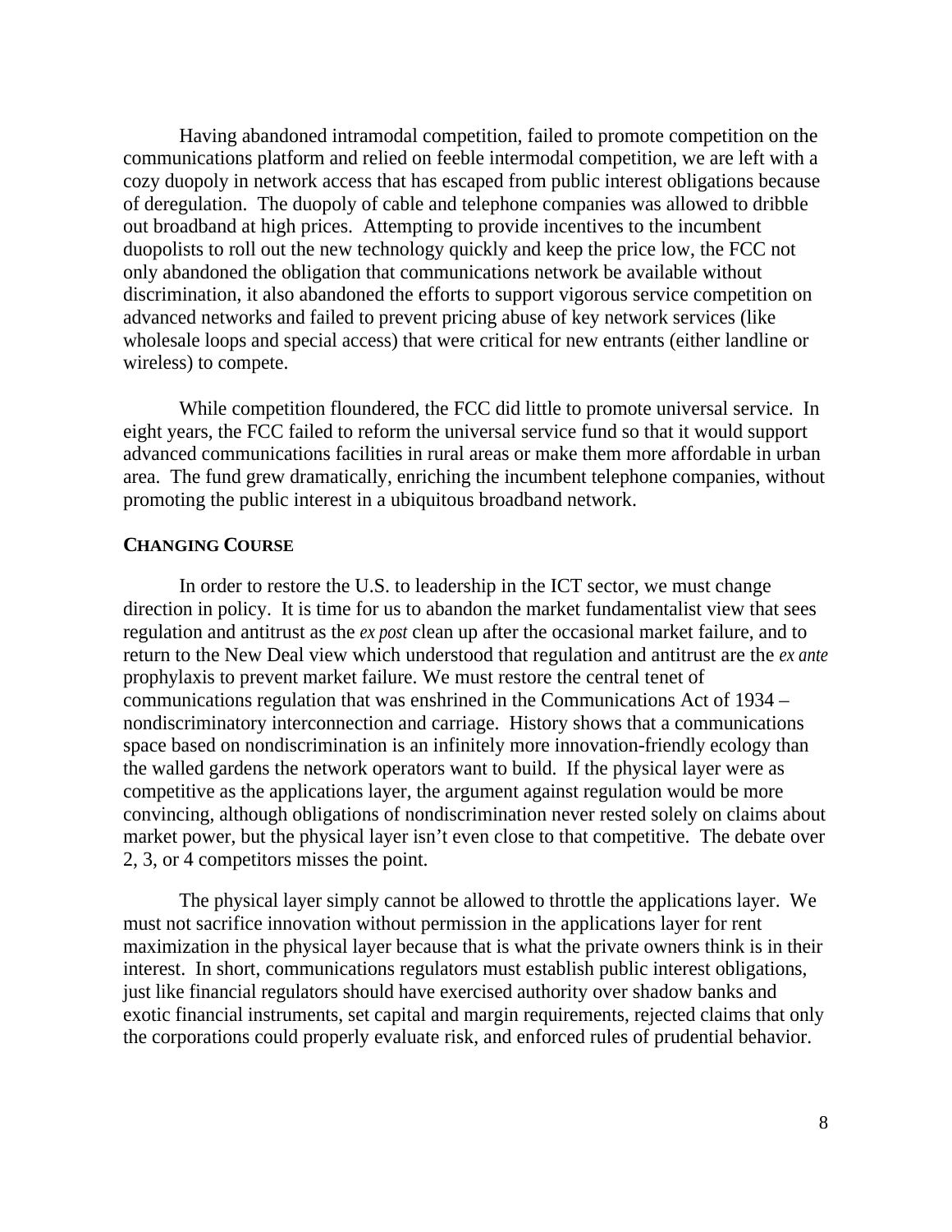Having abandoned intramodal competition, failed to promote competition on the communications platform and relied on feeble intermodal competition, we are left with a cozy duopoly in network access that has escaped from public interest obligations because of deregulation. The duopoly of cable and telephone companies was allowed to dribble out broadband at high prices. Attempting to provide incentives to the incumbent duopolists to roll out the new technology quickly and keep the price low, the FCC not only abandoned the obligation that communications network be available without discrimination, it also abandoned the efforts to support vigorous service competition on advanced networks and failed to prevent pricing abuse of key network services (like wholesale loops and special access) that were critical for new entrants (either landline or wireless) to compete.

While competition floundered, the FCC did little to promote universal service. In eight years, the FCC failed to reform the universal service fund so that it would support advanced communications facilities in rural areas or make them more affordable in urban area. The fund grew dramatically, enriching the incumbent telephone companies, without promoting the public interest in a ubiquitous broadband network.

**CHANGING COURSE**

In order to restore the U.S. to leadership in the ICT sector, we must change direction in policy. It is time for us to abandon the market fundamentalist view that sees regulation and antitrust as the *ex post* clean up after the occasional market failure, and to return to the New Deal view which understood that regulation and antitrust are the *ex ante* prophylaxis to prevent market failure. We must restore the central tenet of communications regulation that was enshrined in the Communications Act of 1934 – nondiscriminatory interconnection and carriage. History shows that a communications space based on nondiscrimination is an infinitely more innovation-friendly ecology than the walled gardens the network operators want to build. If the physical layer were as competitive as the applications layer, the argument against regulation would be more convincing, although obligations of nondiscrimination never rested solely on claims about market power, but the physical layer isn't even close to that competitive. The debate over 2, 3, or 4 competitors misses the point.

The physical layer simply cannot be allowed to throttle the applications layer. We must not sacrifice innovation without permission in the applications layer for rent maximization in the physical layer because that is what the private owners think is in their interest. In short, communications regulators must establish public interest obligations, just like financial regulators should have exercised authority over shadow banks and exotic financial instruments, set capital and margin requirements, rejected claims that only the corporations could properly evaluate risk, and enforced rules of prudential behavior.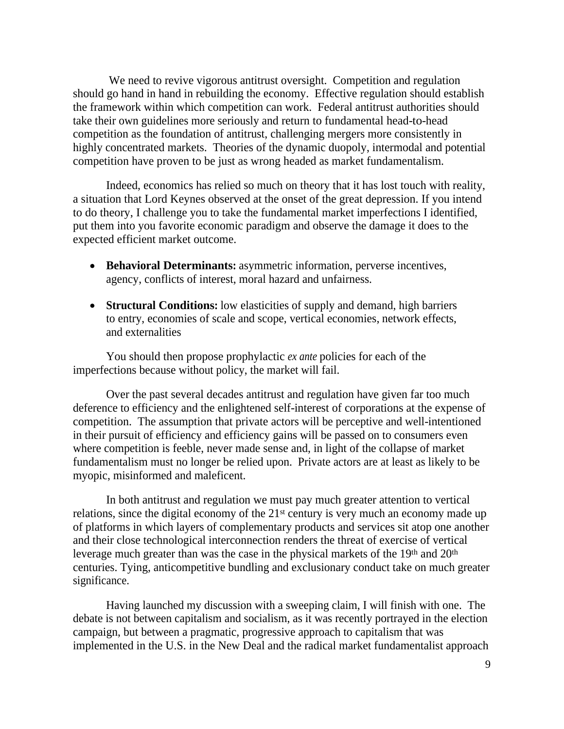We need to revive vigorous antitrust oversight. Competition and regulation should go hand in hand in rebuilding the economy. Effective regulation should establish the framework within which competition can work. Federal antitrust authorities should take their own guidelines more seriously and return to fundamental head-to-head competition as the foundation of antitrust, challenging mergers more consistently in highly concentrated markets. Theories of the dynamic duopoly, intermodal and potential competition have proven to be just as wrong headed as market fundamentalism.

Indeed, economics has relied so much on theory that it has lost touch with reality, a situation that Lord Keynes observed at the onset of the great depression. If you intend to do theory, I challenge you to take the fundamental market imperfections I identified, put them into you favorite economic paradigm and observe the damage it does to the expected efficient market outcome.

- **Behavioral Determinants:** asymmetric information, perverse incentives, agency, conflicts of interest, moral hazard and unfairness.
- **Structural Conditions:** low elasticities of supply and demand, high barriers to entry, economies of scale and scope, vertical economies, network effects, and externalities

You should then propose prophylactic *ex ante* policies for each of the imperfections because without policy, the market will fail.

Over the past several decades antitrust and regulation have given far too much deference to efficiency and the enlightened self-interest of corporations at the expense of competition. The assumption that private actors will be perceptive and well-intentioned in their pursuit of efficiency and efficiency gains will be passed on to consumers even where competition is feeble, never made sense and, in light of the collapse of market fundamentalism must no longer be relied upon. Private actors are at least as likely to be myopic, misinformed and maleficent.

In both antitrust and regulation we must pay much greater attention to vertical relations, since the digital economy of the 21st century is very much an economy made up of platforms in which layers of complementary products and services sit atop one another and their close technological interconnection renders the threat of exercise of vertical leverage much greater than was the case in the physical markets of the 19th and 20th centuries. Tying, anticompetitive bundling and exclusionary conduct take on much greater significance.

Having launched my discussion with a sweeping claim, I will finish with one. The debate is not between capitalism and socialism, as it was recently portrayed in the election campaign, but between a pragmatic, progressive approach to capitalism that was implemented in the U.S. in the New Deal and the radical market fundamentalist approach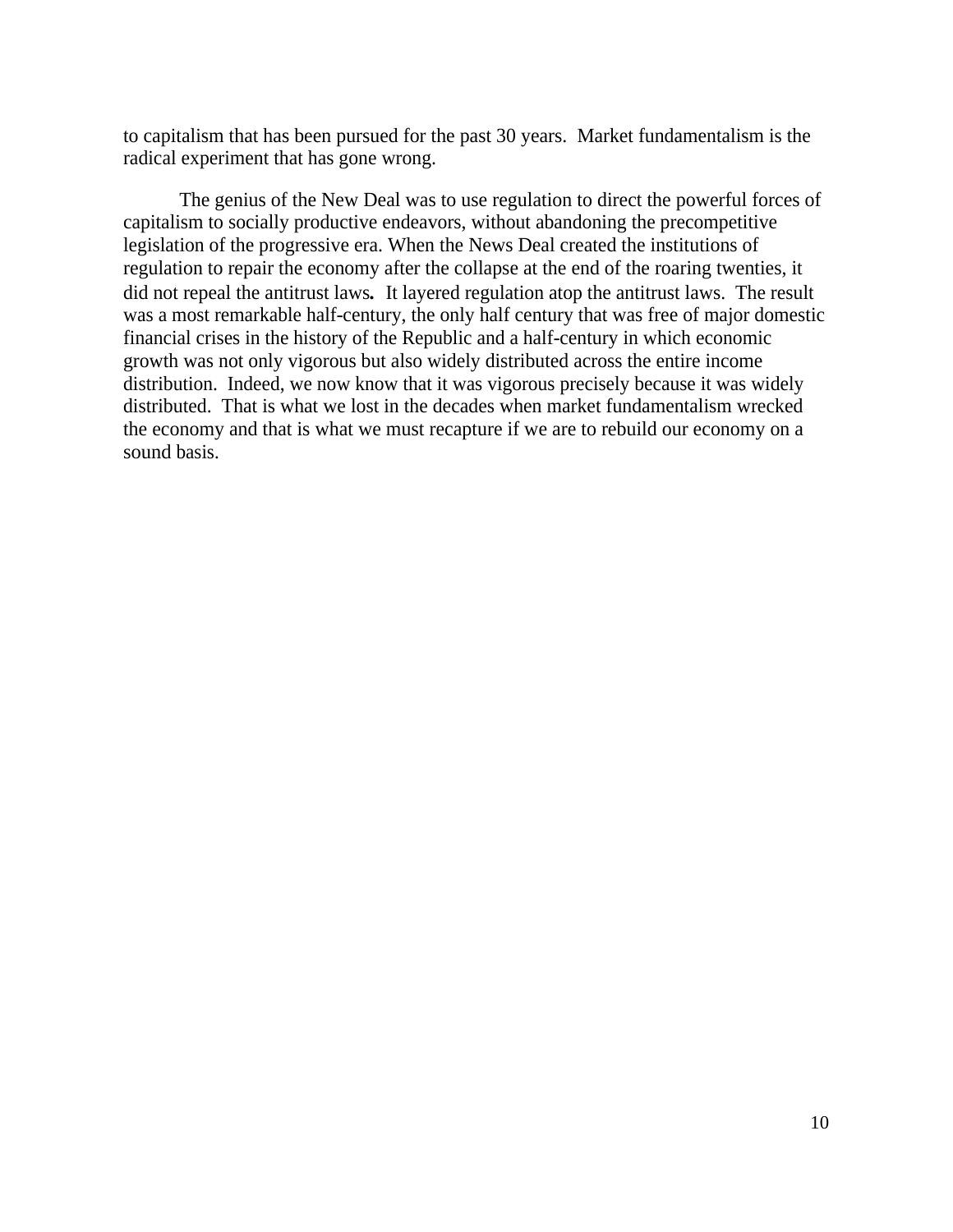to capitalism that has been pursued for the past 30 years.  Market fundamentalism is the radical experiment that has gone wrong.

The genius of the New Deal was to use regulation to direct the powerful forces of capitalism to socially productive endeavors, without abandoning the precompetitive legislation of the progressive era. When the News Deal created the institutions of regulation to repair the economy after the collapse at the end of the roaring twenties, it did not repeal the antitrust laws**.**  It layered regulation atop the antitrust laws.  The result was a most remarkable half-century, the only half century that was free of major domestic financial crises in the history of the Republic and a half-century in which economic growth was not only vigorous but also widely distributed across the entire income distribution.  Indeed, we now know that it was vigorous precisely because it was widely distributed.  That is what we lost in the decades when market fundamentalism wrecked the economy and that is what we must recapture if we are to rebuild our economy on a sound basis.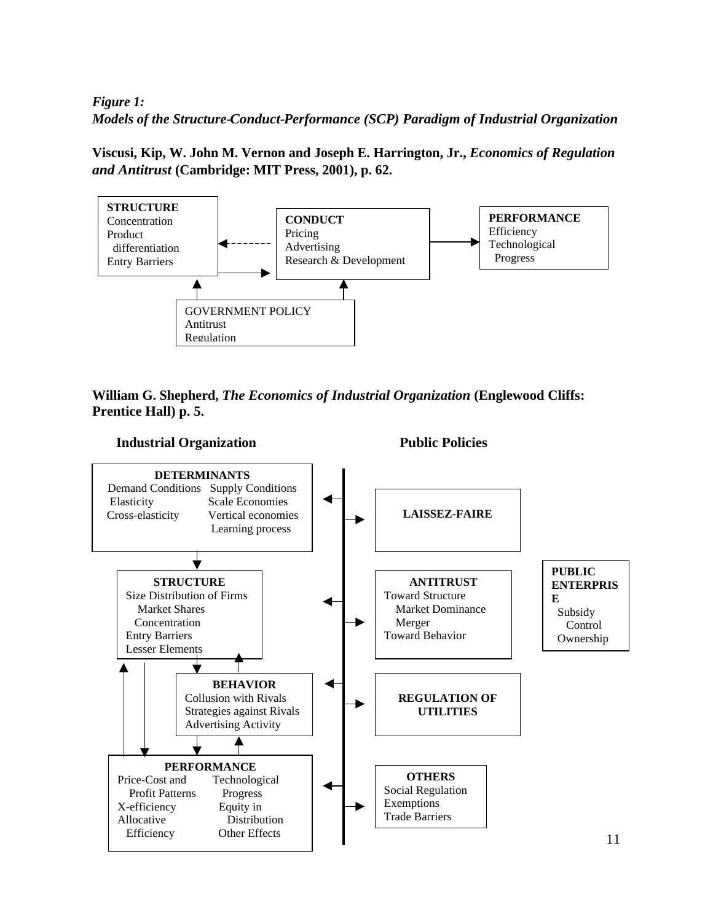*Figure 1:*
***Models of the Structure-Conduct-Performance (SCP) Paradigm of Industrial Organization***

**Viscusi, Kip, W. John M. Vernon and Joseph E. Harrington, Jr., *Economics of Regulation and Antitrust* (Cambridge: MIT Press, 2001), p. 62.**

**STRUCTURE**
Concentration
Product differentiation
Entry Barriers

**CONDUCT**
Pricing
Advertising
Research & Development

**PERFORMANCE**
Efficiency
Technological Progress

GOVERNMENT POLICY
Antitrust
Regulation

**William G. Shepherd, *The Economics of Industrial Organization* (Englewood Cliffs: Prentice Hall) p. 5.**

**Industrial Organization** | **Public Policies**

**DETERMINANTS**
Demand Conditions: Elasticity, Cross-elasticity
Supply Conditions: Scale Economies, Vertical economies, Learning process

**STRUCTURE**
Size Distribution of Firms
Market Shares
Concentration
Entry Barriers
Lesser Elements

**BEHAVIOR**
Collusion with Rivals
Strategies against Rivals
Advertising Activity

**PERFORMANCE**
Price-Cost and Profit Patterns
X-efficiency
Allocative Efficiency
Technological Progress
Equity in Distribution
Other Effects

**LAISSEZ-FAIRE**

**ANTITRUST**
Toward Structure
Market Dominance
Merger
Toward Behavior

**PUBLIC ENTERPRISE**
Subsidy
Control
Ownership

**REGULATION OF UTILITIES**

**OTHERS**
Social Regulation
Exemptions
Trade Barriers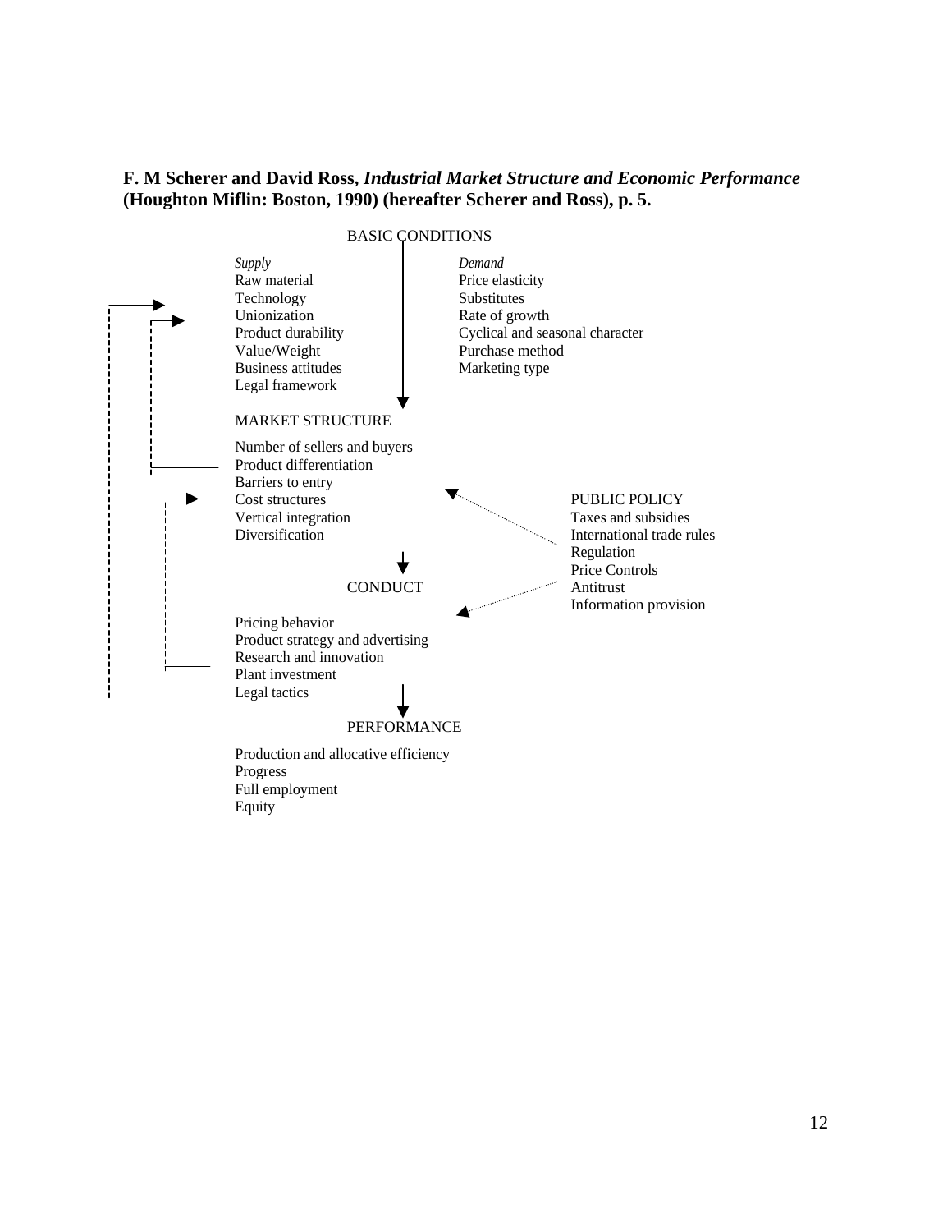**F. M Scherer and David Ross, *Industrial Market Structure and Economic Performance* (Houghton Miflin: Boston, 1990) (hereafter Scherer and Ross), p. 5.**

BASIC CONDITIONS

*Supply*
Raw material
Technology
Unionization
Product durability
Value/Weight
Business attitudes
Legal framework

*Demand*
Price elasticity
Substitutes
Rate of growth
Cyclical and seasonal character
Purchase method
Marketing type

MARKET STRUCTURE

Number of sellers and buyers
Product differentiation
Barriers to entry
Cost structures
Vertical integration
Diversification

CONDUCT

Pricing behavior
Product strategy and advertising
Research and innovation
Plant investment
Legal tactics

PERFORMANCE

Production and allocative efficiency
Progress
Full employment
Equity

PUBLIC POLICY
Taxes and subsidies
International trade rules
Regulation
Price Controls
Antitrust
Information provision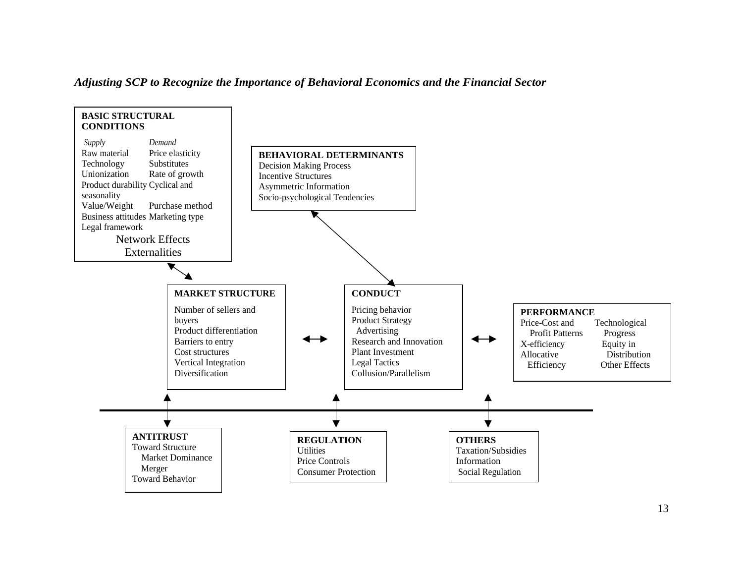*Adjusting SCP to Recognize the Importance of Behavioral Economics and the Financial Sector*

**BASIC STRUCTURAL CONDITIONS**

| *Supply* | *Demand* |
|---|---|
| Raw material | Price elasticity |
| Technology | Substitutes |
| Unionization | Rate of growth |
| Product durability | Cyclical and seasonality |
| Value/Weight | Purchase method |
| Business attitudes | Marketing type |
| Legal framework | |

Network Effects
Externalities

**BEHAVIORAL DETERMINANTS**
- Decision Making Process
- Incentive Structures
- Asymmetric Information
- Socio-psychological Tendencies

**MARKET STRUCTURE**
- Number of sellers and buyers
- Product differentiation
- Barriers to entry
- Cost structures
- Vertical Integration
- Diversification

↔

**CONDUCT**
- Pricing behavior
- Product Strategy
  - Advertising
- Research and Innovation
- Plant Investment
- Legal Tactics
- Collusion/Parallelism

↔

**PERFORMANCE**
- Price-Cost and Profit Patterns
- X-efficiency
- Allocative Efficiency
- Technological Progress
- Equity in Distribution
- Other Effects

**ANTITRUST**
- Toward Structure
  - Market Dominance
  - Merger
- Toward Behavior

**REGULATION**
- Utilities
- Price Controls
- Consumer Protection

**OTHERS**
- Taxation/Subsidies
- Information
- Social Regulation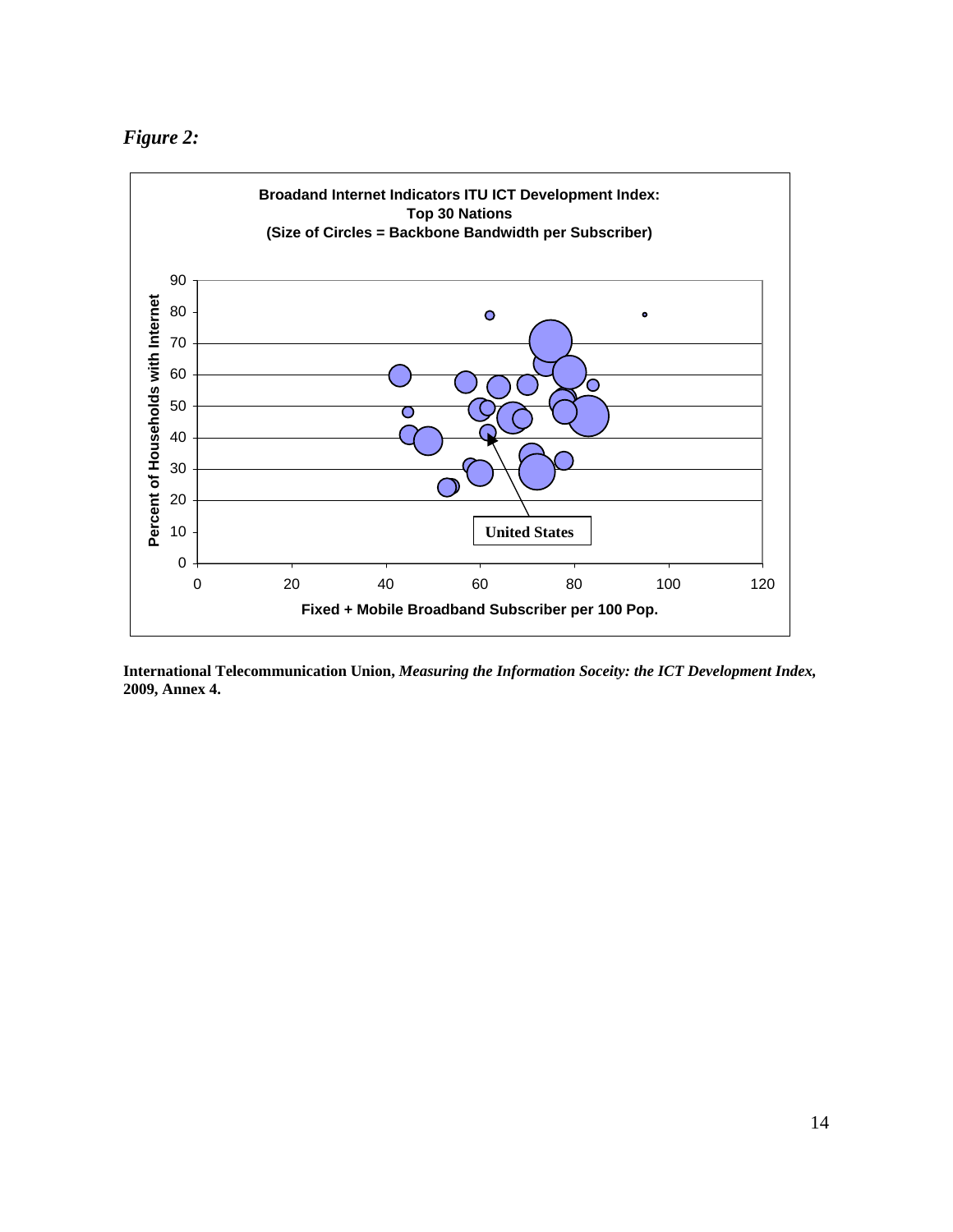*Figure 2:*

Broadand Internet Indicators ITU ICT Development Index:
Top 30 Nations
(Size of Circles = Backbone Bandwidth per Subscriber)

Percent of Households with Internet

0
10
20
30
40
50
60
70
80
90

0
20
40
60
80
100
120

Fixed + Mobile Broadband Subscriber per 100 Pop.

United States

**International Telecommunication Union, *Measuring the Information Soceity: the ICT Development Index*, 2009, Annex 4.**